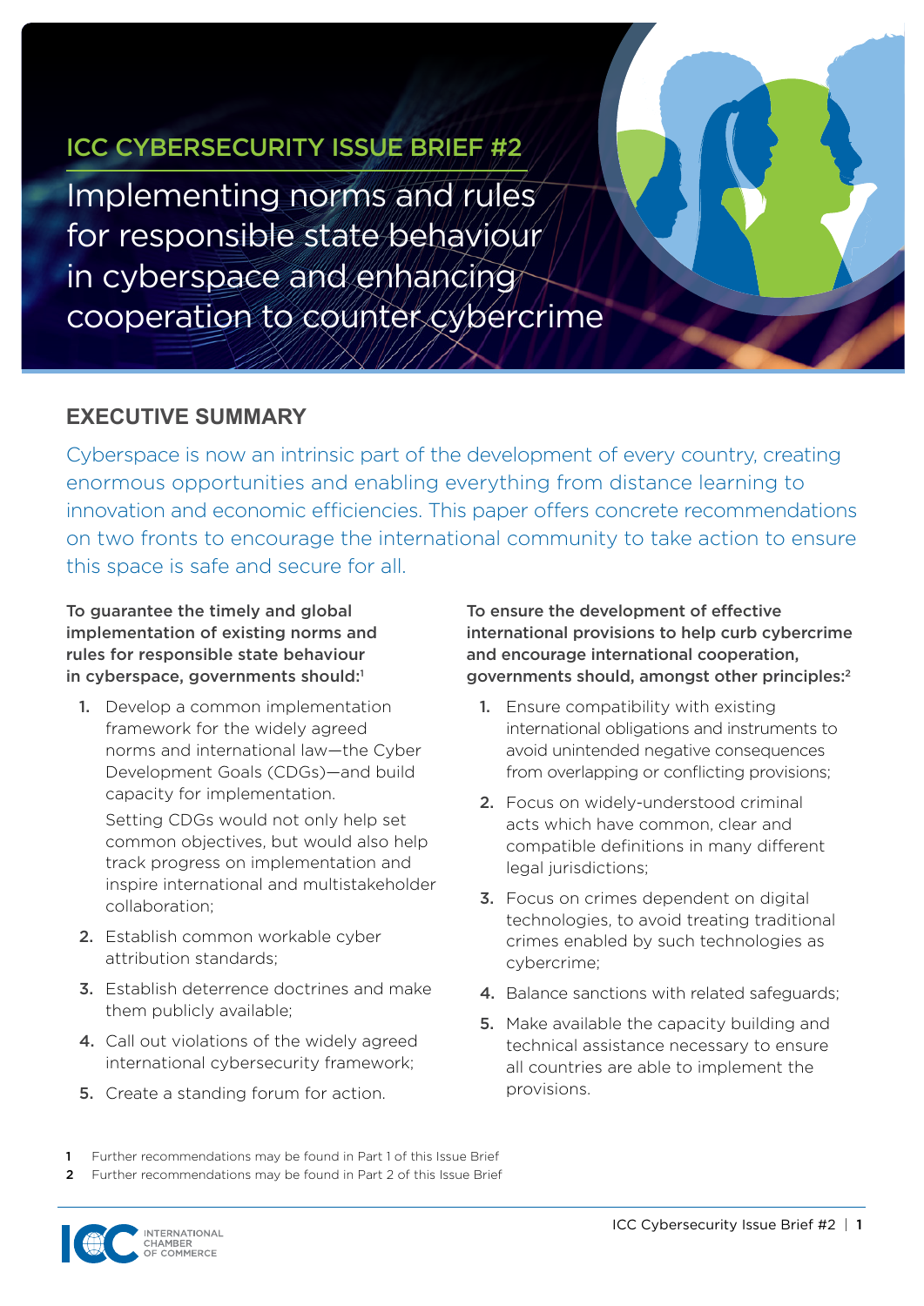ICC CYBERSECURITY ISSUE BRIEF #2

# Implementing norms and rules for responsible state behaviour in cyberspace and enhancing cooperation to counter cybercrime

## EXECUTIVE SUMMARY

Cyberspace is now an intrinsic part of the development of every country, creating enormous opportunities and enabling everything from distance learning to innovation and economic efficiencies. This paper offers concrete recommendations on two fronts to encourage the international community to take action to ensure this space is safe and secure for all.

**To guarantee the timely and global implementation of existing norms and rules for responsible state behaviour in cyberspace, governments should:**[1]

1. Develop a common implementation framework for the widely agreed norms and international law—the Cyber Development Goals (CDGs)—and build capacity for implementation.

   Setting CDGs would not only help set common objectives, but would also help track progress on implementation and inspire international and multistakeholder collaboration;
2. Establish common workable cyber attribution standards;
3. Establish deterrence doctrines and make them publicly available;
4. Call out violations of the widely agreed international cybersecurity framework;
5. Create a standing forum for action.

**To ensure the development of effective international provisions to help curb cybercrime and encourage international cooperation, governments should, amongst other principles:**[2]

1. Ensure compatibility with existing international obligations and instruments to avoid unintended negative consequences from overlapping or conflicting provisions;
2. Focus on widely-understood criminal acts which have common, clear and compatible definitions in many different legal jurisdictions;
3. Focus on crimes dependent on digital technologies, to avoid treating traditional crimes enabled by such technologies as cybercrime;
4. Balance sanctions with related safeguards;
5. Make available the capacity building and technical assistance necessary to ensure all countries are able to implement the provisions.

1 Further recommendations may be found in Part 1 of this Issue Brief

2 Further recommendations may be found in Part 2 of this Issue Brief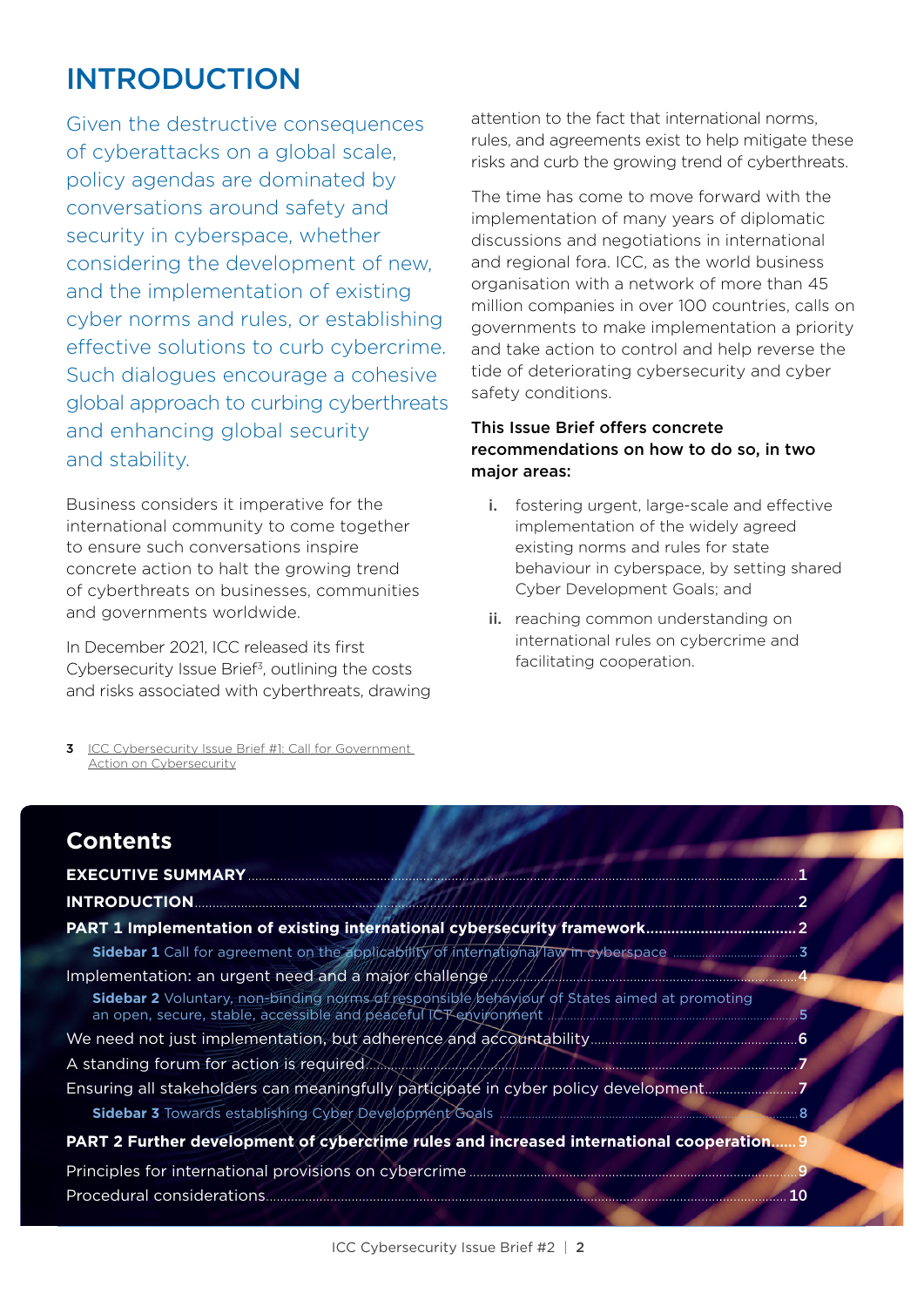# INTRODUCTION

Given the destructive consequences of cyberattacks on a global scale, policy agendas are dominated by conversations around safety and security in cyberspace, whether considering the development of new, and the implementation of existing cyber norms and rules, or establishing effective solutions to curb cybercrime. Such dialogues encourage a cohesive global approach to curbing cyberthreats and enhancing global security and stability.

Business considers it imperative for the international community to come together to ensure such conversations inspire concrete action to halt the growing trend of cyberthreats on businesses, communities and governments worldwide.

In December 2021, ICC released its first Cybersecurity Issue Brief[3], outlining the costs and risks associated with cyberthreats, drawing attention to the fact that international norms, rules, and agreements exist to help mitigate these risks and curb the growing trend of cyberthreats.

The time has come to move forward with the implementation of many years of diplomatic discussions and negotiations in international and regional fora. ICC, as the world business organisation with a network of more than 45 million companies in over 100 countries, calls on governments to make implementation a priority and take action to control and help reverse the tide of deteriorating cybersecurity and cyber safety conditions.

**This Issue Brief offers concrete recommendations on how to do so, in two major areas:**

i. fostering urgent, large-scale and effective implementation of the widely agreed existing norms and rules for state behaviour in cyberspace, by setting shared Cyber Development Goals; and

ii. reaching common understanding on international rules on cybercrime and facilitating cooperation.

[3] ICC Cybersecurity Issue Brief #1: Call for Government Action on Cybersecurity

## Contents

| | |
|---|---|
| **EXECUTIVE SUMMARY** | 1 |
| **INTRODUCTION** | 2 |
| **PART 1 Implementation of existing international cybersecurity framework** | 2 |
| **Sidebar 1** Call for agreement on the applicability of international law in cyberspace | 3 |
| Implementation: an urgent need and a major challenge | 4 |
| **Sidebar 2** Voluntary, non-binding norms of responsible behaviour of States aimed at promoting an open, secure, stable, accessible and peaceful ICT environment | 5 |
| We need not just implementation, but adherence and accountability | 6 |
| A standing forum for action is required | 7 |
| Ensuring all stakeholders can meaningfully participate in cyber policy development | 7 |
| **Sidebar 3** Towards establishing Cyber Development Goals | 8 |
| **PART 2 Further development of cybercrime rules and increased international cooperation** | 9 |
| Principles for international provisions on cybercrime | 9 |
| Procedural considerations | 10 |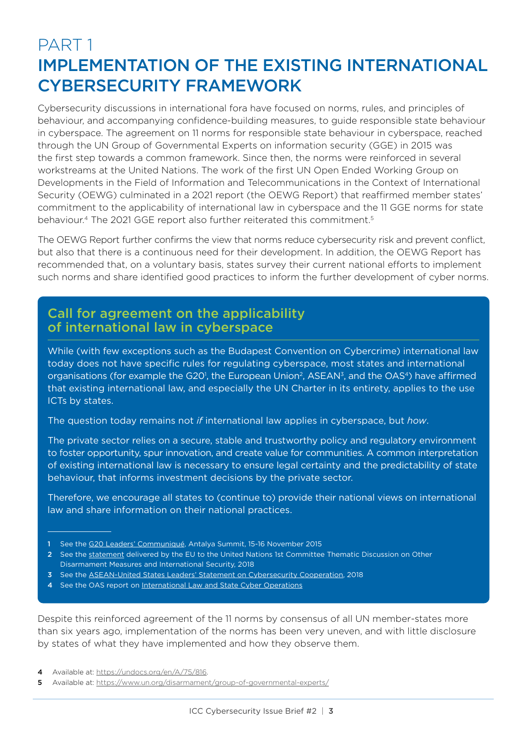# PART 1
# IMPLEMENTATION OF THE EXISTING INTERNATIONAL CYBERSECURITY FRAMEWORK

Cybersecurity discussions in international fora have focused on norms, rules, and principles of behaviour, and accompanying confidence-building measures, to guide responsible state behaviour in cyberspace. The agreement on 11 norms for responsible state behaviour in cyberspace, reached through the UN Group of Governmental Experts on information security (GGE) in 2015 was the first step towards a common framework. Since then, the norms were reinforced in several workstreams at the United Nations. The work of the first UN Open Ended Working Group on Developments in the Field of Information and Telecommunications in the Context of International Security (OEWG) culminated in a 2021 report (the OEWG Report) that reaffirmed member states' commitment to the applicability of international law in cyberspace and the 11 GGE norms for state behaviour.[4] The 2021 GGE report also further reiterated this commitment.[5]

The OEWG Report further confirms the view that norms reduce cybersecurity risk and prevent conflict, but also that there is a continuous need for their development. In addition, the OEWG Report has recommended that, on a voluntary basis, states survey their current national efforts to implement such norms and share identified good practices to inform the further development of cyber norms.

## Call for agreement on the applicability of international law in cyberspace

While (with few exceptions such as the Budapest Convention on Cybercrime) international law today does not have specific rules for regulating cyberspace, most states and international organisations (for example the G20[1], the European Union[2], ASEAN[3], and the OAS[4]) have affirmed that existing international law, and especially the UN Charter in its entirety, applies to the use ICTs by states.

The question today remains not *if* international law applies in cyberspace, but *how*.

The private sector relies on a secure, stable and trustworthy policy and regulatory environment to foster opportunity, spur innovation, and create value for communities. A common interpretation of existing international law is necessary to ensure legal certainty and the predictability of state behaviour, that informs investment decisions by the private sector.

Therefore, we encourage all states to (continue to) provide their national views on international law and share information on their national practices.

1 See the G20 Leaders' Communiqué, Antalya Summit, 15-16 November 2015

2 See the statement delivered by the EU to the United Nations 1st Committee Thematic Discussion on Other Disarmament Measures and International Security, 2018

3 See the ASEAN-United States Leaders' Statement on Cybersecurity Cooperation, 2018

4 See the OAS report on International Law and State Cyber Operations

Despite this reinforced agreement of the 11 norms by consensus of all UN member-states more than six years ago, implementation of the norms has been very uneven, and with little disclosure by states of what they have implemented and how they observe them.

4 Available at: https://undocs.org/en/A/75/816.

5 Available at: https://www.un.org/disarmament/group-of-governmental-experts/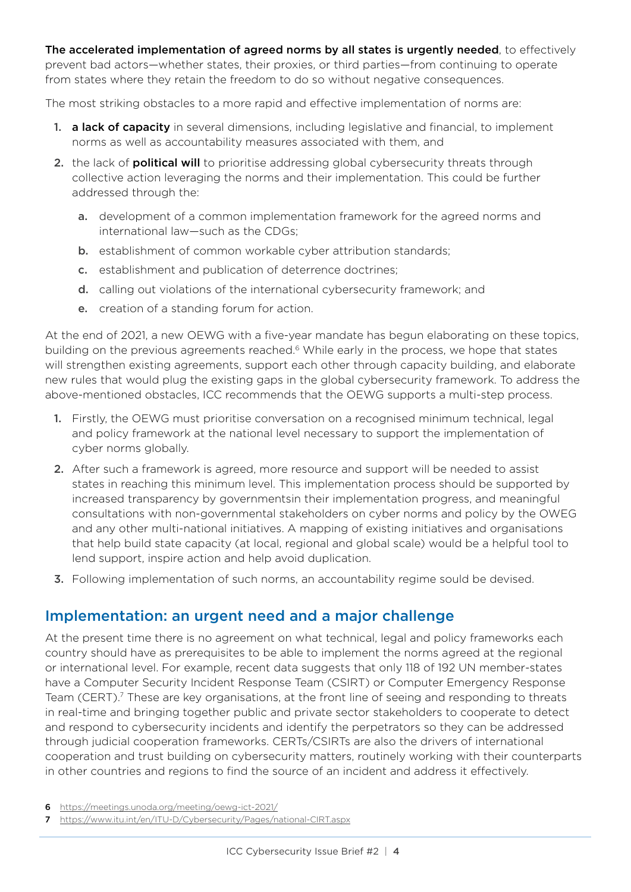**The accelerated implementation of agreed norms by all states is urgently needed**, to effectively prevent bad actors—whether states, their proxies, or third parties—from continuing to operate from states where they retain the freedom to do so without negative consequences.

The most striking obstacles to a more rapid and effective implementation of norms are:

1. **a lack of capacity** in several dimensions, including legislative and financial, to implement norms as well as accountability measures associated with them, and
2. the lack of **political will** to prioritise addressing global cybersecurity threats through collective action leveraging the norms and their implementation. This could be further addressed through the:
    a. development of a common implementation framework for the agreed norms and international law—such as the CDGs;
    b. establishment of common workable cyber attribution standards;
    c. establishment and publication of deterrence doctrines;
    d. calling out violations of the international cybersecurity framework; and
    e. creation of a standing forum for action.

At the end of 2021, a new OEWG with a five-year mandate has begun elaborating on these topics, building on the previous agreements reached.[6] While early in the process, we hope that states will strengthen existing agreements, support each other through capacity building, and elaborate new rules that would plug the existing gaps in the global cybersecurity framework. To address the above-mentioned obstacles, ICC recommends that the OEWG supports a multi-step process.

1. Firstly, the OEWG must prioritise conversation on a recognised minimum technical, legal and policy framework at the national level necessary to support the implementation of cyber norms globally.
2. After such a framework is agreed, more resource and support will be needed to assist states in reaching this minimum level. This implementation process should be supported by increased transparency by governmentsin their implementation progress, and meaningful consultations with non-governmental stakeholders on cyber norms and policy by the OWEG and any other multi-national initiatives. A mapping of existing initiatives and organisations that help build state capacity (at local, regional and global scale) would be a helpful tool to lend support, inspire action and help avoid duplication.
3. Following implementation of such norms, an accountability regime sould be devised.

## Implementation: an urgent need and a major challenge

At the present time there is no agreement on what technical, legal and policy frameworks each country should have as prerequisites to be able to implement the norms agreed at the regional or international level. For example, recent data suggests that only 118 of 192 UN member-states have a Computer Security Incident Response Team (CSIRT) or Computer Emergency Response Team (CERT).[7] These are key organisations, at the front line of seeing and responding to threats in real-time and bringing together public and private sector stakeholders to cooperate to detect and respond to cybersecurity incidents and identify the perpetrators so they can be addressed through judicial cooperation frameworks. CERTs/CSIRTs are also the drivers of international cooperation and trust building on cybersecurity matters, routinely working with their counterparts in other countries and regions to find the source of an incident and address it effectively.

6 https://meetings.unoda.org/meeting/oewg-ict-2021/

7 https://www.itu.int/en/ITU-D/Cybersecurity/Pages/national-CIRT.aspx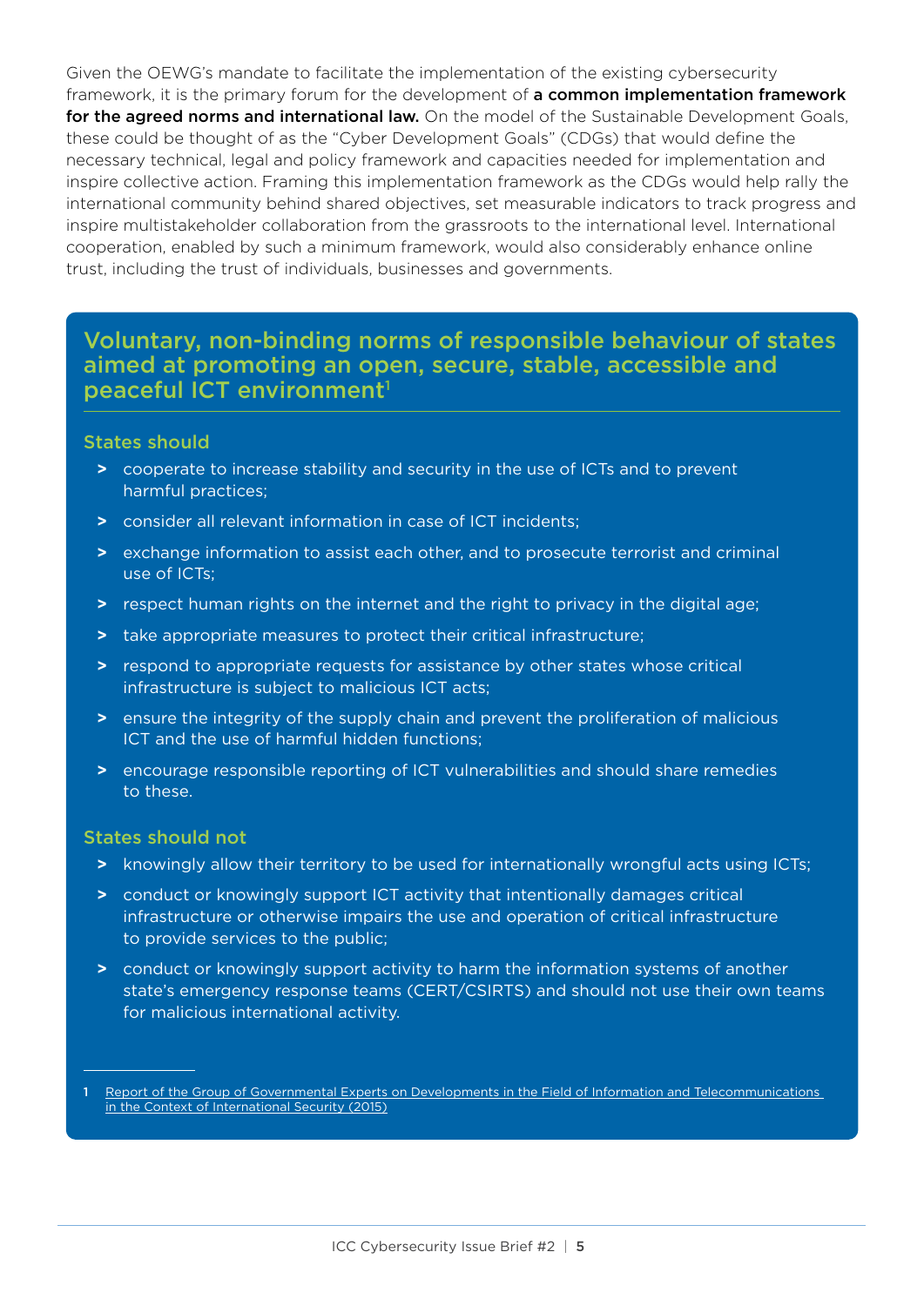Given the OEWG's mandate to facilitate the implementation of the existing cybersecurity framework, it is the primary forum for the development of **a common implementation framework for the agreed norms and international law.** On the model of the Sustainable Development Goals, these could be thought of as the "Cyber Development Goals" (CDGs) that would define the necessary technical, legal and policy framework and capacities needed for implementation and inspire collective action. Framing this implementation framework as the CDGs would help rally the international community behind shared objectives, set measurable indicators to track progress and inspire multistakeholder collaboration from the grassroots to the international level. International cooperation, enabled by such a minimum framework, would also considerably enhance online trust, including the trust of individuals, businesses and governments.

## Voluntary, non-binding norms of responsible behaviour of states aimed at promoting an open, secure, stable, accessible and peaceful ICT environment[1]

### States should

- cooperate to increase stability and security in the use of ICTs and to prevent harmful practices;
- consider all relevant information in case of ICT incidents;
- exchange information to assist each other, and to prosecute terrorist and criminal use of ICTs;
- respect human rights on the internet and the right to privacy in the digital age;
- take appropriate measures to protect their critical infrastructure;
- respond to appropriate requests for assistance by other states whose critical infrastructure is subject to malicious ICT acts;
- ensure the integrity of the supply chain and prevent the proliferation of malicious ICT and the use of harmful hidden functions;
- encourage responsible reporting of ICT vulnerabilities and should share remedies to these.

### States should not

- knowingly allow their territory to be used for internationally wrongful acts using ICTs;
- conduct or knowingly support ICT activity that intentionally damages critical infrastructure or otherwise impairs the use and operation of critical infrastructure to provide services to the public;
- conduct or knowingly support activity to harm the information systems of another state's emergency response teams (CERT/CSIRTS) and should not use their own teams for malicious international activity.

---

1 Report of the Group of Governmental Experts on Developments in the Field of Information and Telecommunications in the Context of International Security (2015)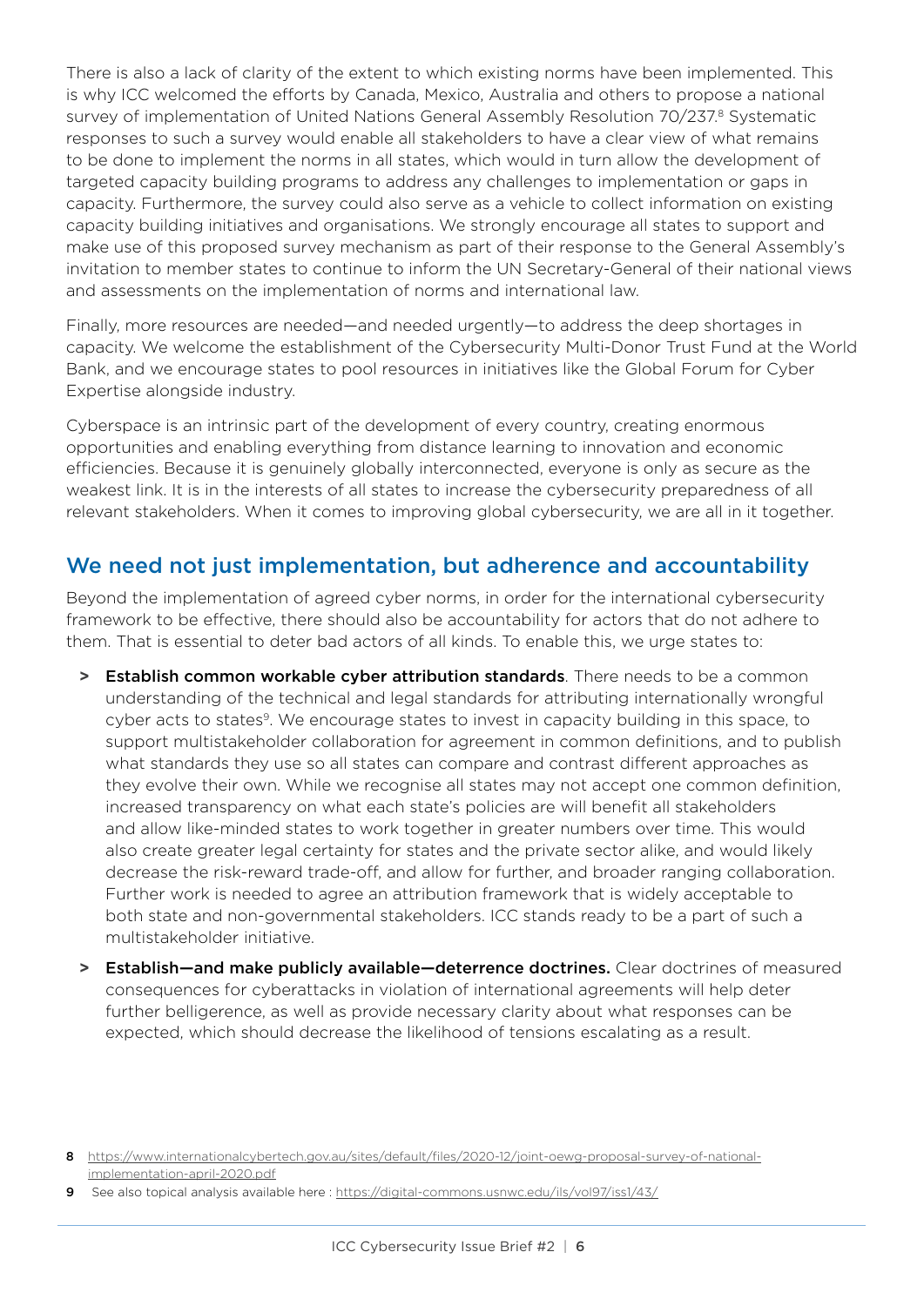There is also a lack of clarity of the extent to which existing norms have been implemented. This is why ICC welcomed the efforts by Canada, Mexico, Australia and others to propose a national survey of implementation of United Nations General Assembly Resolution 70/237.[8] Systematic responses to such a survey would enable all stakeholders to have a clear view of what remains to be done to implement the norms in all states, which would in turn allow the development of targeted capacity building programs to address any challenges to implementation or gaps in capacity. Furthermore, the survey could also serve as a vehicle to collect information on existing capacity building initiatives and organisations. We strongly encourage all states to support and make use of this proposed survey mechanism as part of their response to the General Assembly's invitation to member states to continue to inform the UN Secretary-General of their national views and assessments on the implementation of norms and international law.

Finally, more resources are needed—and needed urgently—to address the deep shortages in capacity. We welcome the establishment of the Cybersecurity Multi-Donor Trust Fund at the World Bank, and we encourage states to pool resources in initiatives like the Global Forum for Cyber Expertise alongside industry.

Cyberspace is an intrinsic part of the development of every country, creating enormous opportunities and enabling everything from distance learning to innovation and economic efficiencies. Because it is genuinely globally interconnected, everyone is only as secure as the weakest link. It is in the interests of all states to increase the cybersecurity preparedness of all relevant stakeholders. When it comes to improving global cybersecurity, we are all in it together.

## We need not just implementation, but adherence and accountability

Beyond the implementation of agreed cyber norms, in order for the international cybersecurity framework to be effective, there should also be accountability for actors that do not adhere to them. That is essential to deter bad actors of all kinds. To enable this, we urge states to:

- **Establish common workable cyber attribution standards**. There needs to be a common understanding of the technical and legal standards for attributing internationally wrongful cyber acts to states[9]. We encourage states to invest in capacity building in this space, to support multistakeholder collaboration for agreement in common definitions, and to publish what standards they use so all states can compare and contrast different approaches as they evolve their own. While we recognise all states may not accept one common definition, increased transparency on what each state's policies are will benefit all stakeholders and allow like-minded states to work together in greater numbers over time. This would also create greater legal certainty for states and the private sector alike, and would likely decrease the risk-reward trade-off, and allow for further, and broader ranging collaboration. Further work is needed to agree an attribution framework that is widely acceptable to both state and non-governmental stakeholders. ICC stands ready to be a part of such a multistakeholder initiative.
- **Establish—and make publicly available—deterrence doctrines.** Clear doctrines of measured consequences for cyberattacks in violation of international agreements will help deter further belligerence, as well as provide necessary clarity about what responses can be expected, which should decrease the likelihood of tensions escalating as a result.

8 https://www.internationalcybertech.gov.au/sites/default/files/2020-12/joint-oewg-proposal-survey-of-national-implementation-april-2020.pdf

9 See also topical analysis available here : https://digital-commons.usnwc.edu/ils/vol97/iss1/43/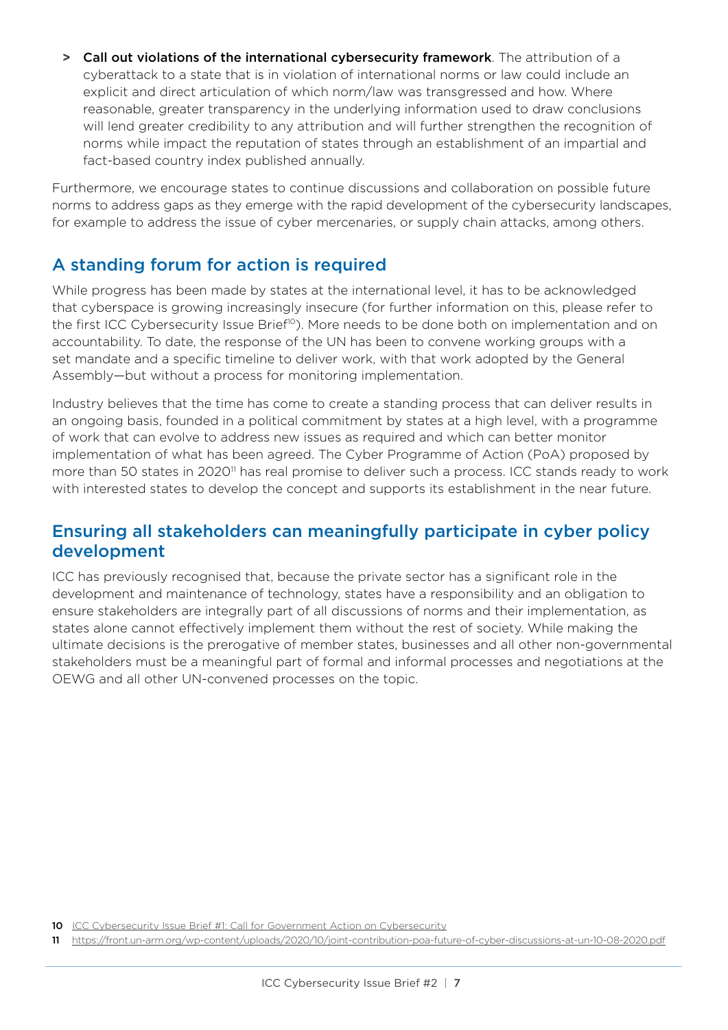- **Call out violations of the international cybersecurity framework**. The attribution of a cyberattack to a state that is in violation of international norms or law could include an explicit and direct articulation of which norm/law was transgressed and how. Where reasonable, greater transparency in the underlying information used to draw conclusions will lend greater credibility to any attribution and will further strengthen the recognition of norms while impact the reputation of states through an establishment of an impartial and fact-based country index published annually.

Furthermore, we encourage states to continue discussions and collaboration on possible future norms to address gaps as they emerge with the rapid development of the cybersecurity landscapes, for example to address the issue of cyber mercenaries, or supply chain attacks, among others.

## A standing forum for action is required

While progress has been made by states at the international level, it has to be acknowledged that cyberspace is growing increasingly insecure (for further information on this, please refer to the first ICC Cybersecurity Issue Brief[10]). More needs to be done both on implementation and on accountability. To date, the response of the UN has been to convene working groups with a set mandate and a specific timeline to deliver work, with that work adopted by the General Assembly—but without a process for monitoring implementation.

Industry believes that the time has come to create a standing process that can deliver results in an ongoing basis, founded in a political commitment by states at a high level, with a programme of work that can evolve to address new issues as required and which can better monitor implementation of what has been agreed. The Cyber Programme of Action (PoA) proposed by more than 50 states in 2020[11] has real promise to deliver such a process. ICC stands ready to work with interested states to develop the concept and supports its establishment in the near future.

## Ensuring all stakeholders can meaningfully participate in cyber policy development

ICC has previously recognised that, because the private sector has a significant role in the development and maintenance of technology, states have a responsibility and an obligation to ensure stakeholders are integrally part of all discussions of norms and their implementation, as states alone cannot effectively implement them without the rest of society. While making the ultimate decisions is the prerogative of member states, businesses and all other non-governmental stakeholders must be a meaningful part of formal and informal processes and negotiations at the OEWG and all other UN-convened processes on the topic.

10 ICC Cybersecurity Issue Brief #1: Call for Government Action on Cybersecurity

11 https://front.un-arm.org/wp-content/uploads/2020/10/joint-contribution-poa-future-of-cyber-discussions-at-un-10-08-2020.pdf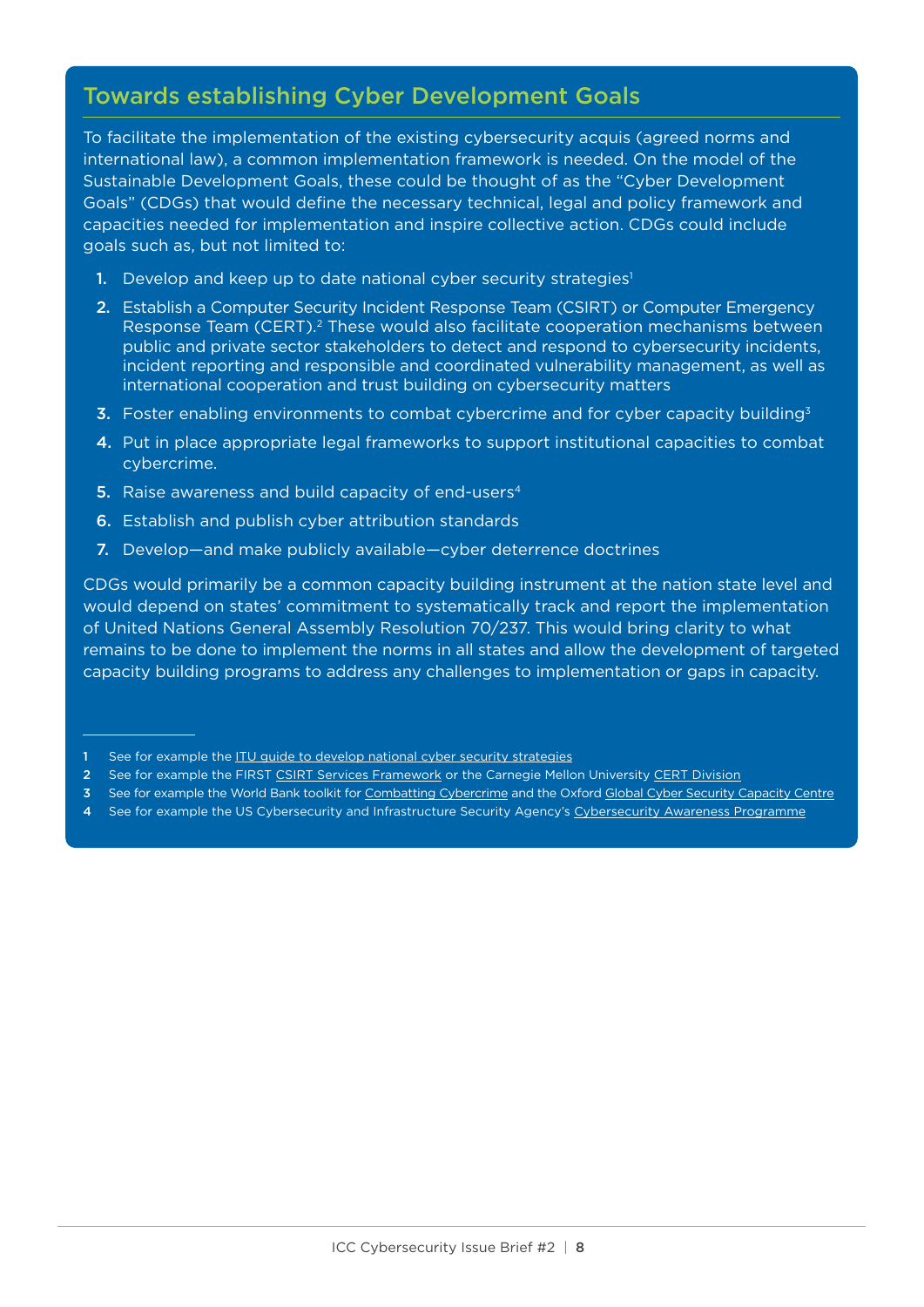## Towards establishing Cyber Development Goals

To facilitate the implementation of the existing cybersecurity acquis (agreed norms and international law), a common implementation framework is needed. On the model of the Sustainable Development Goals, these could be thought of as the "Cyber Development Goals" (CDGs) that would define the necessary technical, legal and policy framework and capacities needed for implementation and inspire collective action. CDGs could include goals such as, but not limited to:

1. Develop and keep up to date national cyber security strategies[1]
2. Establish a Computer Security Incident Response Team (CSIRT) or Computer Emergency Response Team (CERT).[2] These would also facilitate cooperation mechanisms between public and private sector stakeholders to detect and respond to cybersecurity incidents, incident reporting and responsible and coordinated vulnerability management, as well as international cooperation and trust building on cybersecurity matters
3. Foster enabling environments to combat cybercrime and for cyber capacity building[3]
4. Put in place appropriate legal frameworks to support institutional capacities to combat cybercrime.
5. Raise awareness and build capacity of end-users[4]
6. Establish and publish cyber attribution standards
7. Develop—and make publicly available—cyber deterrence doctrines

CDGs would primarily be a common capacity building instrument at the nation state level and would depend on states' commitment to systematically track and report the implementation of United Nations General Assembly Resolution 70/237. This would bring clarity to what remains to be done to implement the norms in all states and allow the development of targeted capacity building programs to address any challenges to implementation or gaps in capacity.

---

1 See for example the ITU guide to develop national cyber security strategies

2 See for example the FIRST CSIRT Services Framework or the Carnegie Mellon University CERT Division

3 See for example the World Bank toolkit for Combatting Cybercrime and the Oxford Global Cyber Security Capacity Centre

4 See for example the US Cybersecurity and Infrastructure Security Agency's Cybersecurity Awareness Programme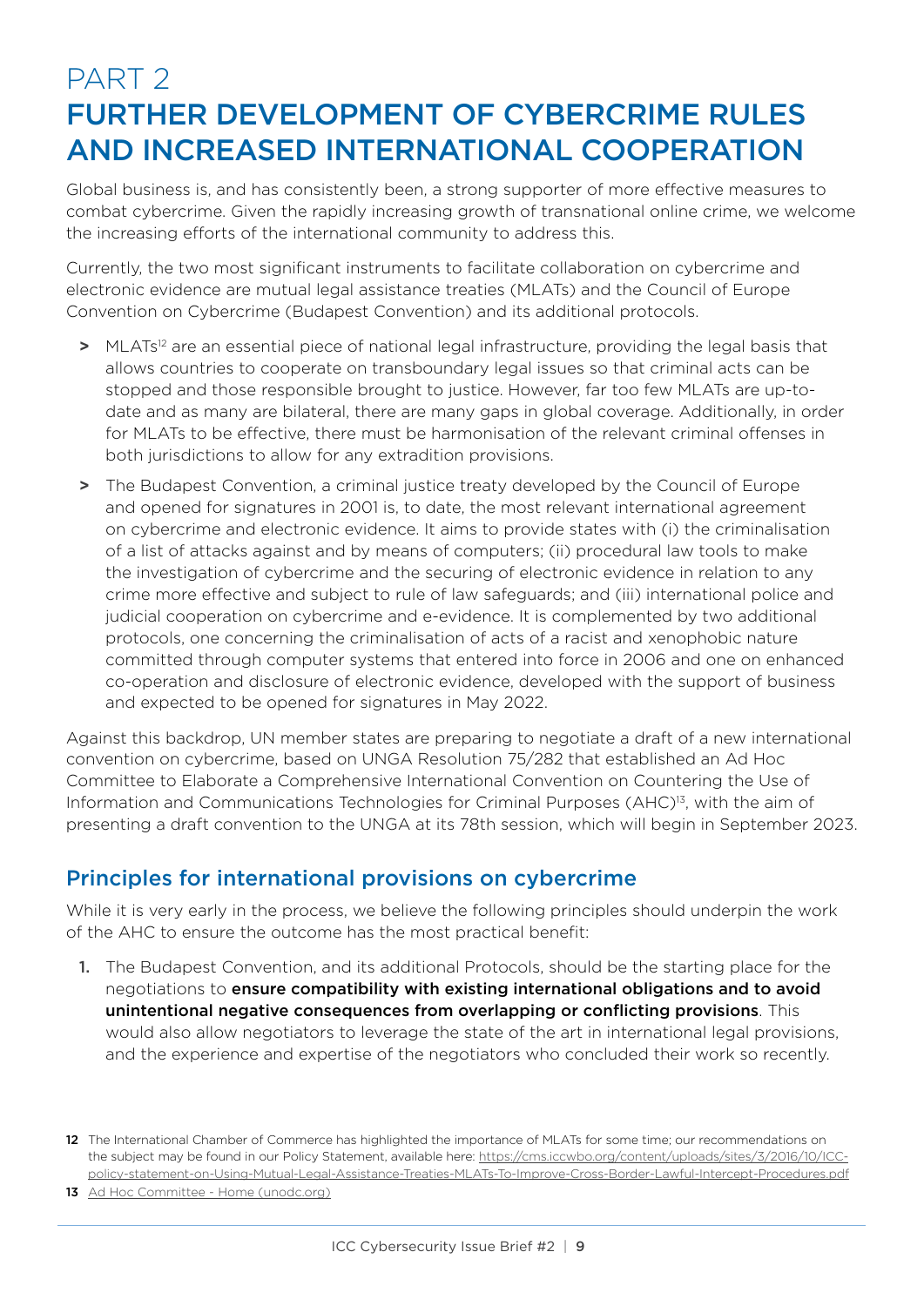# PART 2
# FURTHER DEVELOPMENT OF CYBERCRIME RULES AND INCREASED INTERNATIONAL COOPERATION

Global business is, and has consistently been, a strong supporter of more effective measures to combat cybercrime. Given the rapidly increasing growth of transnational online crime, we welcome the increasing efforts of the international community to address this.

Currently, the two most significant instruments to facilitate collaboration on cybercrime and electronic evidence are mutual legal assistance treaties (MLATs) and the Council of Europe Convention on Cybercrime (Budapest Convention) and its additional protocols.

- MLATs[12] are an essential piece of national legal infrastructure, providing the legal basis that allows countries to cooperate on transboundary legal issues so that criminal acts can be stopped and those responsible brought to justice. However, far too few MLATs are up-to-date and as many are bilateral, there are many gaps in global coverage. Additionally, in order for MLATs to be effective, there must be harmonisation of the relevant criminal offenses in both jurisdictions to allow for any extradition provisions.
- The Budapest Convention, a criminal justice treaty developed by the Council of Europe and opened for signatures in 2001 is, to date, the most relevant international agreement on cybercrime and electronic evidence. It aims to provide states with (i) the criminalisation of a list of attacks against and by means of computers; (ii) procedural law tools to make the investigation of cybercrime and the securing of electronic evidence in relation to any crime more effective and subject to rule of law safeguards; and (iii) international police and judicial cooperation on cybercrime and e-evidence. It is complemented by two additional protocols, one concerning the criminalisation of acts of a racist and xenophobic nature committed through computer systems that entered into force in 2006 and one on enhanced co-operation and disclosure of electronic evidence, developed with the support of business and expected to be opened for signatures in May 2022.

Against this backdrop, UN member states are preparing to negotiate a draft of a new international convention on cybercrime, based on UNGA Resolution 75/282 that established an Ad Hoc Committee to Elaborate a Comprehensive International Convention on Countering the Use of Information and Communications Technologies for Criminal Purposes (AHC)[13], with the aim of presenting a draft convention to the UNGA at its 78th session, which will begin in September 2023.

## Principles for international provisions on cybercrime

While it is very early in the process, we believe the following principles should underpin the work of the AHC to ensure the outcome has the most practical benefit:

1. The Budapest Convention, and its additional Protocols, should be the starting place for the negotiations to **ensure compatibility with existing international obligations and to avoid unintentional negative consequences from overlapping or conflicting provisions**. This would also allow negotiators to leverage the state of the art in international legal provisions, and the experience and expertise of the negotiators who concluded their work so recently.

---

12 The International Chamber of Commerce has highlighted the importance of MLATs for some time; our recommendations on the subject may be found in our Policy Statement, available here: https://cms.iccwbo.org/content/uploads/sites/3/2016/10/ICC-policy-statement-on-Using-Mutual-Legal-Assistance-Treaties-MLATs-To-Improve-Cross-Border-Lawful-Intercept-Procedures.pdf

13 Ad Hoc Committee - Home (unodc.org)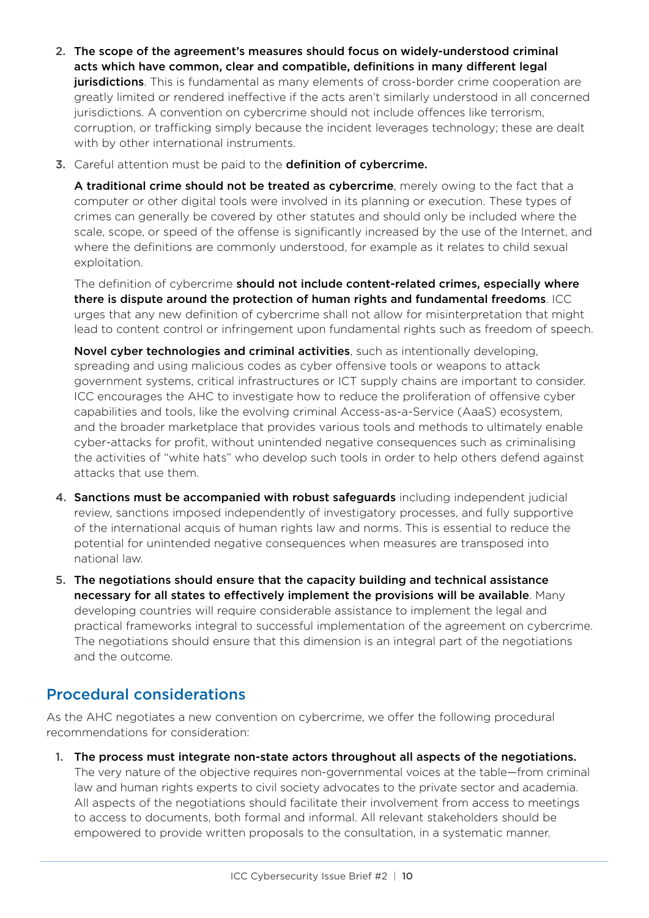2. **The scope of the agreement's measures should focus on widely-understood criminal acts which have common, clear and compatible, definitions in many different legal jurisdictions**. This is fundamental as many elements of cross-border crime cooperation are greatly limited or rendered ineffective if the acts aren't similarly understood in all concerned jurisdictions. A convention on cybercrime should not include offences like terrorism, corruption, or trafficking simply because the incident leverages technology; these are dealt with by other international instruments.

3. Careful attention must be paid to the **definition of cybercrime.**

   **A traditional crime should not be treated as cybercrime**, merely owing to the fact that a computer or other digital tools were involved in its planning or execution. These types of crimes can generally be covered by other statutes and should only be included where the scale, scope, or speed of the offense is significantly increased by the use of the Internet, and where the definitions are commonly understood, for example as it relates to child sexual exploitation.

   The definition of cybercrime **should not include content-related crimes, especially where there is dispute around the protection of human rights and fundamental freedoms**. ICC urges that any new definition of cybercrime shall not allow for misinterpretation that might lead to content control or infringement upon fundamental rights such as freedom of speech.

   **Novel cyber technologies and criminal activities**, such as intentionally developing, spreading and using malicious codes as cyber offensive tools or weapons to attack government systems, critical infrastructures or ICT supply chains are important to consider. ICC encourages the AHC to investigate how to reduce the proliferation of offensive cyber capabilities and tools, like the evolving criminal Access-as-a-Service (AaaS) ecosystem, and the broader marketplace that provides various tools and methods to ultimately enable cyber-attacks for profit, without unintended negative consequences such as criminalising the activities of "white hats" who develop such tools in order to help others defend against attacks that use them.

4. **Sanctions must be accompanied with robust safeguards** including independent judicial review, sanctions imposed independently of investigatory processes, and fully supportive of the international acquis of human rights law and norms. This is essential to reduce the potential for unintended negative consequences when measures are transposed into national law.

5. **The negotiations should ensure that the capacity building and technical assistance necessary for all states to effectively implement the provisions will be available**. Many developing countries will require considerable assistance to implement the legal and practical frameworks integral to successful implementation of the agreement on cybercrime. The negotiations should ensure that this dimension is an integral part of the negotiations and the outcome.

## Procedural considerations

As the AHC negotiates a new convention on cybercrime, we offer the following procedural recommendations for consideration:

1. **The process must integrate non-state actors throughout all aspects of the negotiations.** The very nature of the objective requires non-governmental voices at the table—from criminal law and human rights experts to civil society advocates to the private sector and academia. All aspects of the negotiations should facilitate their involvement from access to meetings to access to documents, both formal and informal. All relevant stakeholders should be empowered to provide written proposals to the consultation, in a systematic manner.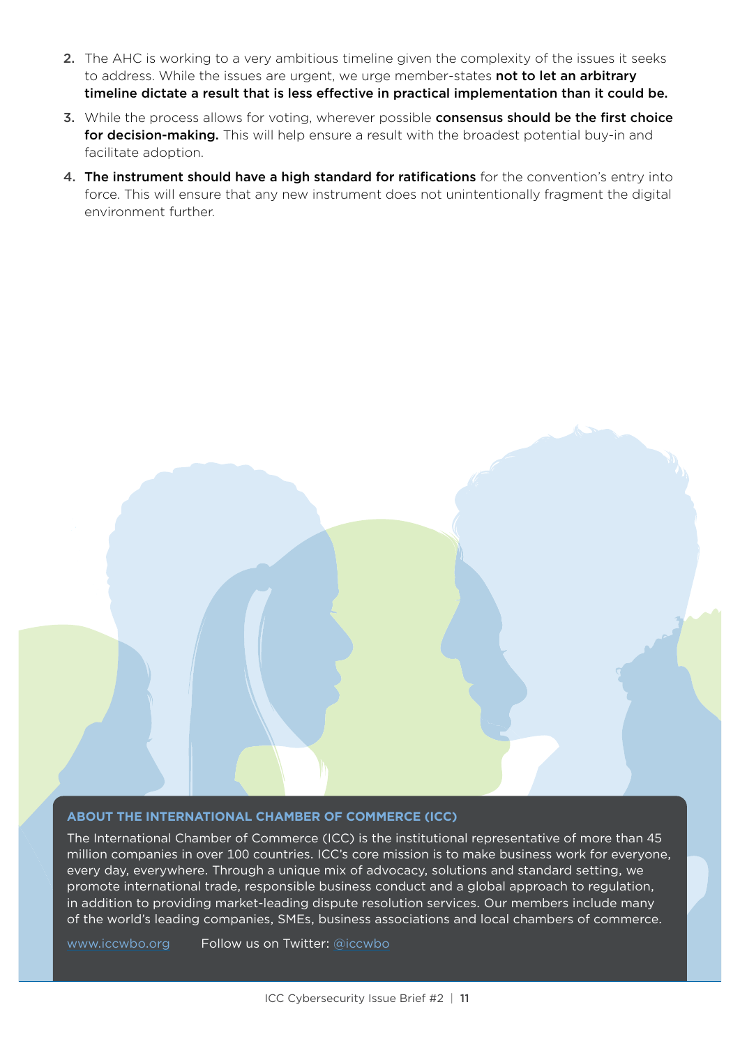2. The AHC is working to a very ambitious timeline given the complexity of the issues it seeks to address. While the issues are urgent, we urge member-states **not to let an arbitrary timeline dictate a result that is less effective in practical implementation than it could be.**
3. While the process allows for voting, wherever possible **consensus should be the first choice for decision-making.** This will help ensure a result with the broadest potential buy-in and facilitate adoption.
4. **The instrument should have a high standard for ratifications** for the convention's entry into force. This will ensure that any new instrument does not unintentionally fragment the digital environment further.

## ABOUT THE INTERNATIONAL CHAMBER OF COMMERCE (ICC)

The International Chamber of Commerce (ICC) is the institutional representative of more than 45 million companies in over 100 countries. ICC's core mission is to make business work for everyone, every day, everywhere. Through a unique mix of advocacy, solutions and standard setting, we promote international trade, responsible business conduct and a global approach to regulation, in addition to providing market-leading dispute resolution services. Our members include many of the world's leading companies, SMEs, business associations and local chambers of commerce.

www.iccwbo.org Follow us on Twitter: @iccwbo